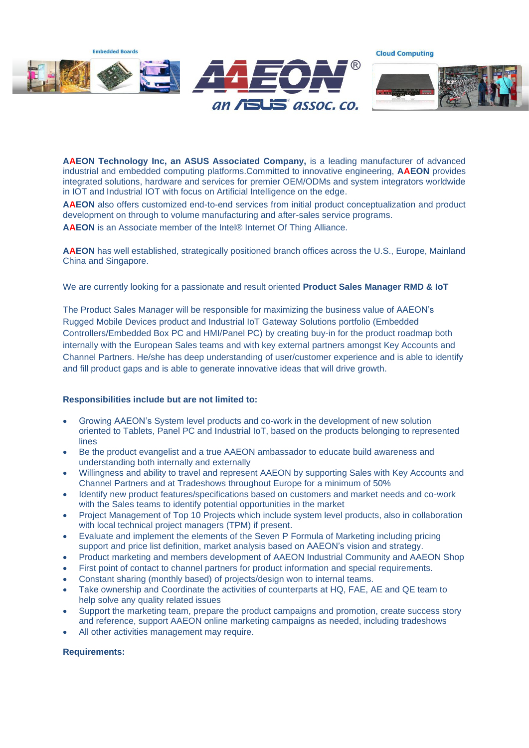**AAEON Technology Inc, an ASUS Associated Company,** is a leading manufacturer of advanced industrial and embedded computing platforms.Committed to innovative engineering, **AAEON** provides integrated solutions, hardware and services for premier OEM/ODMs and system integrators worldwide in IOT and Industrial IOT with focus on Artificial Intelligence on the edge.

**AAEON** also offers customized end-to-end services from initial product conceptualization and product development on through to volume manufacturing and after-sales service programs.

**AAEON** is an Associate member of the Intel® Internet Of Thing Alliance.

**AAEON** has well established, strategically positioned branch offices across the U.S., Europe, Mainland China and Singapore.

We are currently looking for a passionate and result oriented **Product Sales Manager RMD & IoT**

The Product Sales Manager will be responsible for maximizing the business value of AAEON's Rugged Mobile Devices product and Industrial IoT Gateway Solutions portfolio (Embedded Controllers/Embedded Box PC and HMI/Panel PC) by creating buy-in for the product roadmap both internally with the European Sales teams and with key external partners amongst Key Accounts and Channel Partners. He/she has deep understanding of user/customer experience and is able to identify and fill product gaps and is able to generate innovative ideas that will drive growth.

**Responsibilities include but are not limited to:**

- Growing AAEON's System level products and co-work in the development of new solution oriented to Tablets, Panel PC and Industrial IoT, based on the products belonging to represented lines
- Be the product evangelist and a true AAEON ambassador to educate build awareness and understanding both internally and externally
- Willingness and ability to travel and represent AAEON by supporting Sales with Key Accounts and Channel Partners and at Tradeshows throughout Europe for a minimum of 50%
- Identify new product features/specifications based on customers and market needs and co-work with the Sales teams to identify potential opportunities in the market
- Project Management of Top 10 Projects which include system level products, also in collaboration with local technical project managers (TPM) if present.
- Evaluate and implement the elements of the Seven P Formula of Marketing including pricing support and price list definition, market analysis based on AAEON's vision and strategy.
- Product marketing and members development of AAEON Industrial Community and AAEON Shop
- First point of contact to channel partners for product information and special requirements.
- Constant sharing (monthly based) of projects/design won to internal teams.
- Take ownership and Coordinate the activities of counterparts at HQ, FAE, AE and QE team to help solve any quality related issues
- Support the marketing team, prepare the product campaigns and promotion, create success story and reference, support AAEON online marketing campaigns as needed, including tradeshows
- All other activities management may require.

**Requirements:**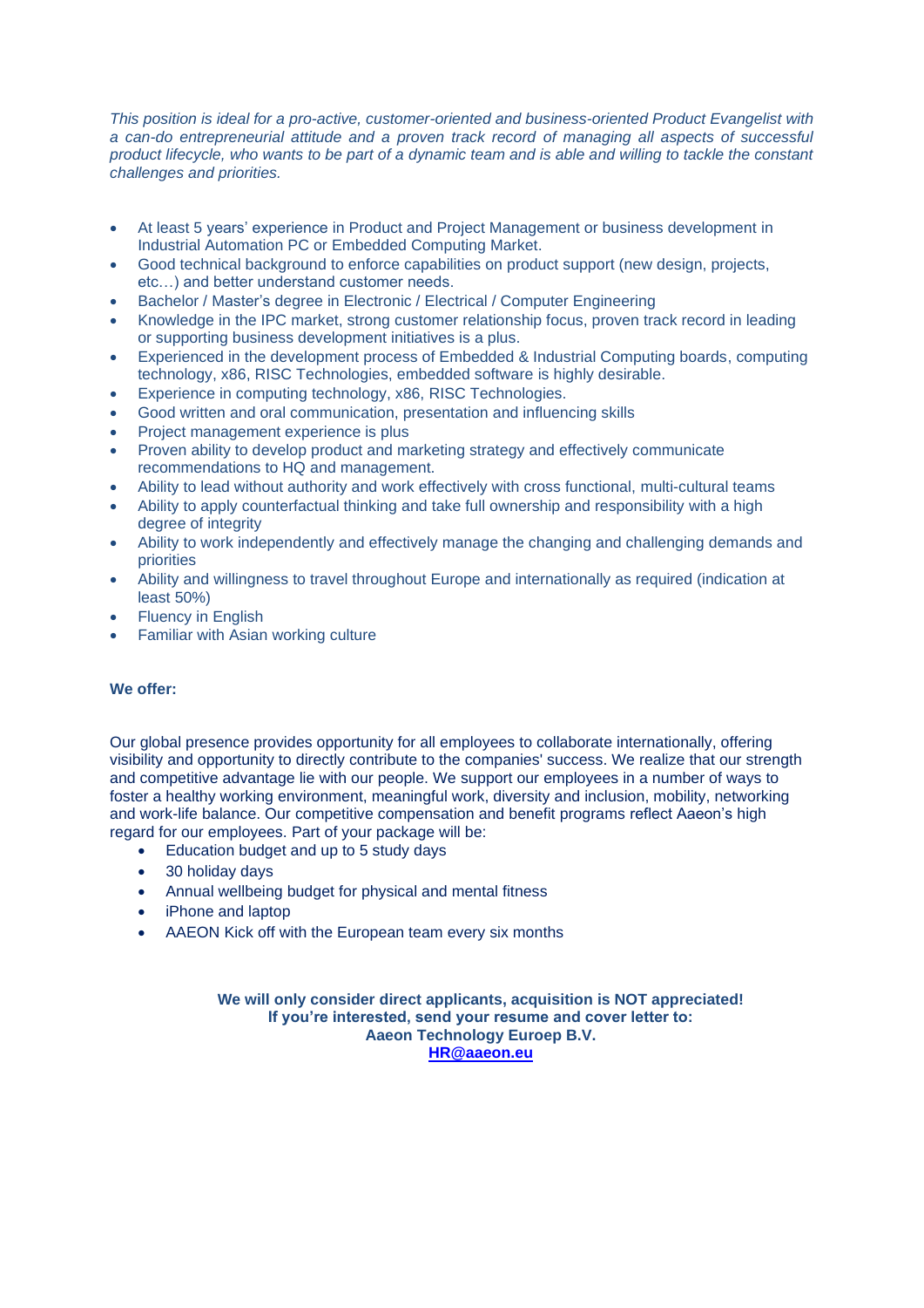*This position is ideal for a pro-active, customer-oriented and business-oriented Product Evangelist with a can-do entrepreneurial attitude and a proven track record of managing all aspects of successful product lifecycle, who wants to be part of a dynamic team and is able and willing to tackle the constant challenges and priorities.*

- At least 5 years' experience in Product and Project Management or business development in Industrial Automation PC or Embedded Computing Market.
- Good technical background to enforce capabilities on product support (new design, projects, etc…) and better understand customer needs.
- Bachelor / Master's degree in Electronic / Electrical / Computer Engineering
- Knowledge in the IPC market, strong customer relationship focus, proven track record in leading or supporting business development initiatives is a plus.
- Experienced in the development process of Embedded & Industrial Computing boards, computing technology, x86, RISC Technologies, embedded software is highly desirable.
- Experience in computing technology, x86, RISC Technologies.
- Good written and oral communication, presentation and influencing skills
- Project management experience is plus
- Proven ability to develop product and marketing strategy and effectively communicate recommendations to HQ and management.
- Ability to lead without authority and work effectively with cross functional, multi-cultural teams
- Ability to apply counterfactual thinking and take full ownership and responsibility with a high degree of integrity
- Ability to work independently and effectively manage the changing and challenging demands and priorities
- Ability and willingness to travel throughout Europe and internationally as required (indication at least 50%)
- Fluency in English
- Familiar with Asian working culture

**We offer:**

Our global presence provides opportunity for all employees to collaborate internationally, offering visibility and opportunity to directly contribute to the companies' success. We realize that our strength and competitive advantage lie with our people. We support our employees in a number of ways to foster a healthy working environment, meaningful work, diversity and inclusion, mobility, networking and work-life balance. Our competitive compensation and benefit programs reflect Aaeon's high regard for our employees. Part of your package will be:

- Education budget and up to 5 study days
- 30 holiday days
- Annual wellbeing budget for physical and mental fitness
- iPhone and laptop
- AAEON Kick off with the European team every six months

**We will only consider direct applicants, acquisition is NOT appreciated!**
**If you're interested, send your resume and cover letter to:**
**Aaeon Technology Euroep B.V.**
**[HR@aaeon.eu](mailto:HR@aaeon.eu)**